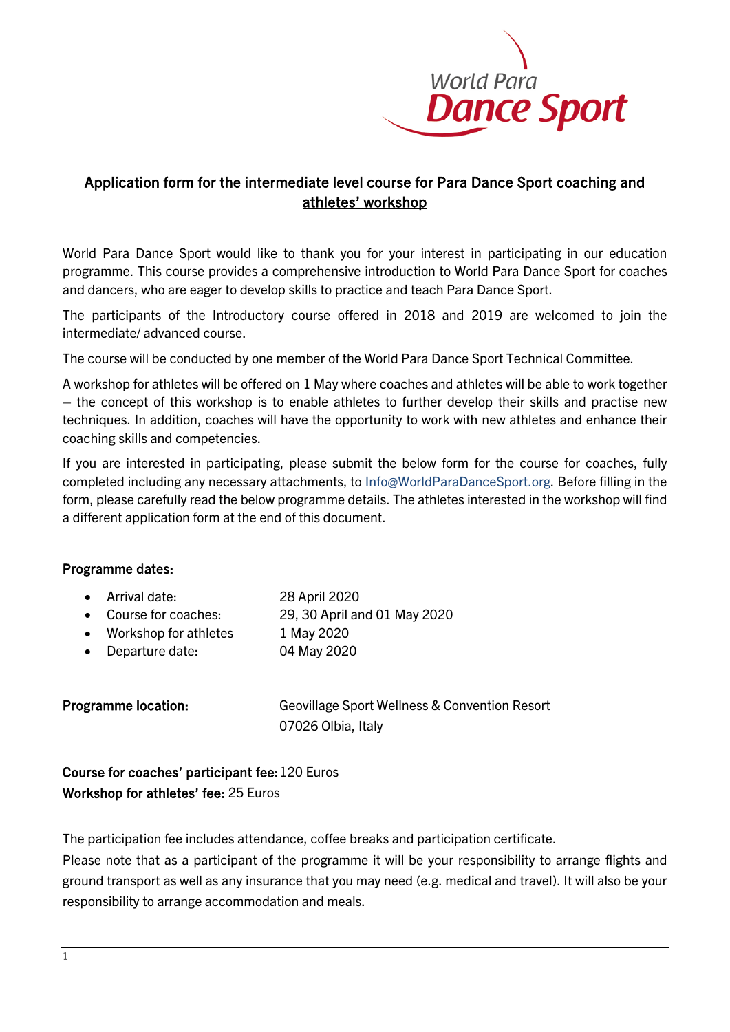World Para Dance Sport

# Application form for the intermediate level course for Para Dance Sport coaching and athletes' workshop

World Para Dance Sport would like to thank you for your interest in participating in our education programme. This course provides a comprehensive introduction to World Para Dance Sport for coaches and dancers, who are eager to develop skills to practice and teach Para Dance Sport.

The participants of the Introductory course offered in 2018 and 2019 are welcomed to join the intermediate/ advanced course.

The course will be conducted by one member of the World Para Dance Sport Technical Committee.

A workshop for athletes will be offered on 1 May where coaches and athletes will be able to work together – the concept of this workshop is to enable athletes to further develop their skills and practise new techniques. In addition, coaches will have the opportunity to work with new athletes and enhance their coaching skills and competencies.

If you are interested in participating, please submit the below form for the course for coaches, fully completed including any necessary attachments, to Info@WorldParaDanceSport.org. Before filling in the form, please carefully read the below programme details. The athletes interested in the workshop will find a different application form at the end of this document.

**Programme dates:**

- Arrival date: 28 April 2020
- Course for coaches: 29, 30 April and 01 May 2020
- Workshop for athletes 1 May 2020
- Departure date: 04 May 2020

**Programme location:** Geovillage Sport Wellness & Convention Resort
07026 Olbia, Italy

**Course for coaches' participant fee:** 120 Euros
**Workshop for athletes' fee:** 25 Euros

The participation fee includes attendance, coffee breaks and participation certificate.

Please note that as a participant of the programme it will be your responsibility to arrange flights and ground transport as well as any insurance that you may need (e.g. medical and travel). It will also be your responsibility to arrange accommodation and meals.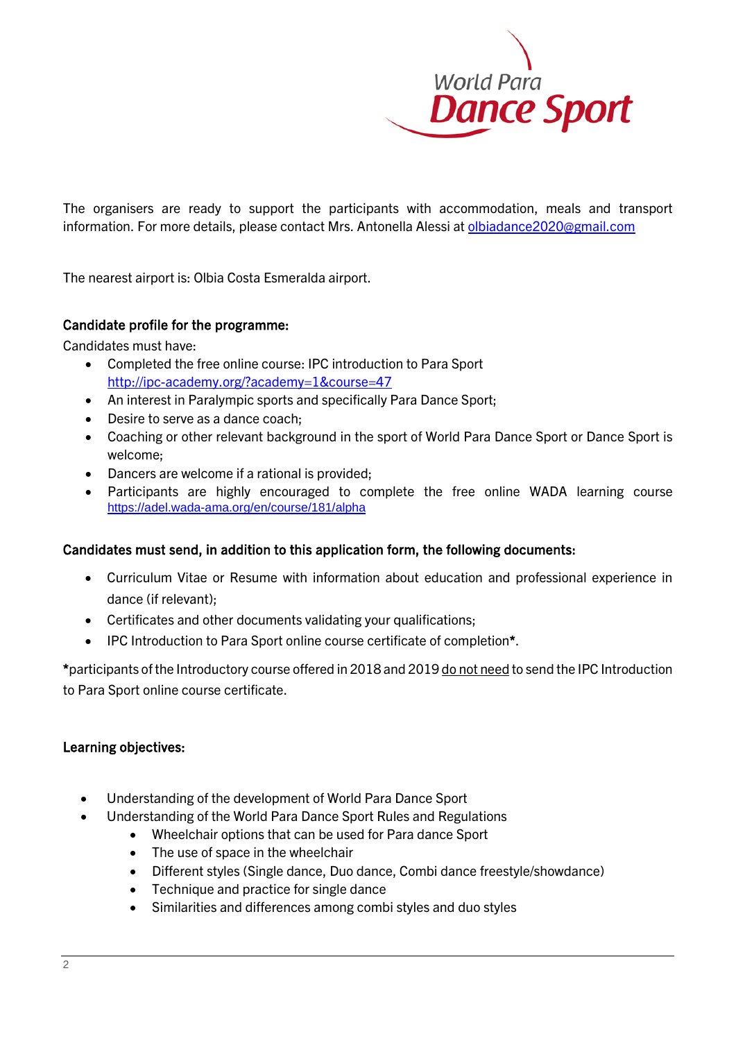The organisers are ready to support the participants with accommodation, meals and transport information. For more details, please contact Mrs. Antonella Alessi at olbiadance2020@gmail.com

The nearest airport is: Olbia Costa Esmeralda airport.

**Candidate profile for the programme:**

Candidates must have:

- Completed the free online course: IPC introduction to Para Sport http://ipc-academy.org/?academy=1&course=47
- An interest in Paralympic sports and specifically Para Dance Sport;
- Desire to serve as a dance coach;
- Coaching or other relevant background in the sport of World Para Dance Sport or Dance Sport is welcome;
- Dancers are welcome if a rational is provided;
- Participants are highly encouraged to complete the free online WADA learning course https://adel.wada-ama.org/en/course/181/alpha

**Candidates must send, in addition to this application form, the following documents:**

- Curriculum Vitae or Resume with information about education and professional experience in dance (if relevant);
- Certificates and other documents validating your qualifications;
- IPC Introduction to Para Sport online course certificate of completion**\***.

**\***participants of the Introductory course offered in 2018 and 2019 do not need to send the IPC Introduction to Para Sport online course certificate.

**Learning objectives:**

- Understanding of the development of World Para Dance Sport
- Understanding of the World Para Dance Sport Rules and Regulations
    - Wheelchair options that can be used for Para dance Sport
    - The use of space in the wheelchair
    - Different styles (Single dance, Duo dance, Combi dance freestyle/showdance)
    - Technique and practice for single dance
    - Similarities and differences among combi styles and duo styles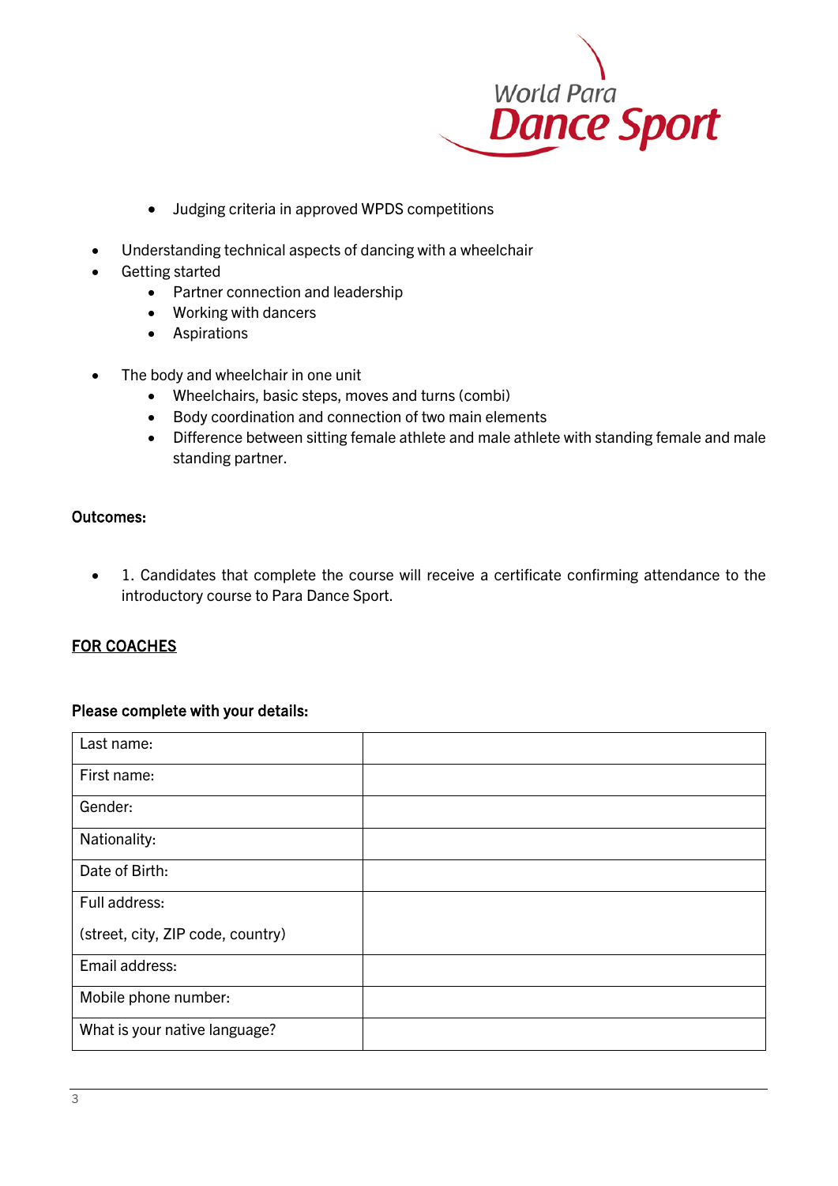- Judging criteria in approved WPDS competitions

- Understanding technical aspects of dancing with a wheelchair
- Getting started
  - Partner connection and leadership
  - Working with dancers
  - Aspirations

- The body and wheelchair in one unit
  - Wheelchairs, basic steps, moves and turns (combi)
  - Body coordination and connection of two main elements
  - Difference between sitting female athlete and male athlete with standing female and male standing partner.

**Outcomes:**

- 1. Candidates that complete the course will receive a certificate confirming attendance to the introductory course to Para Dance Sport.

**FOR COACHES**

**Please complete with your details:**

| | |
|---|---|
| Last name: | |
| First name: | |
| Gender: | |
| Nationality: | |
| Date of Birth: | |
| Full address:<br>(street, city, ZIP code, country) | |
| Email address: | |
| Mobile phone number: | |
| What is your native language? | |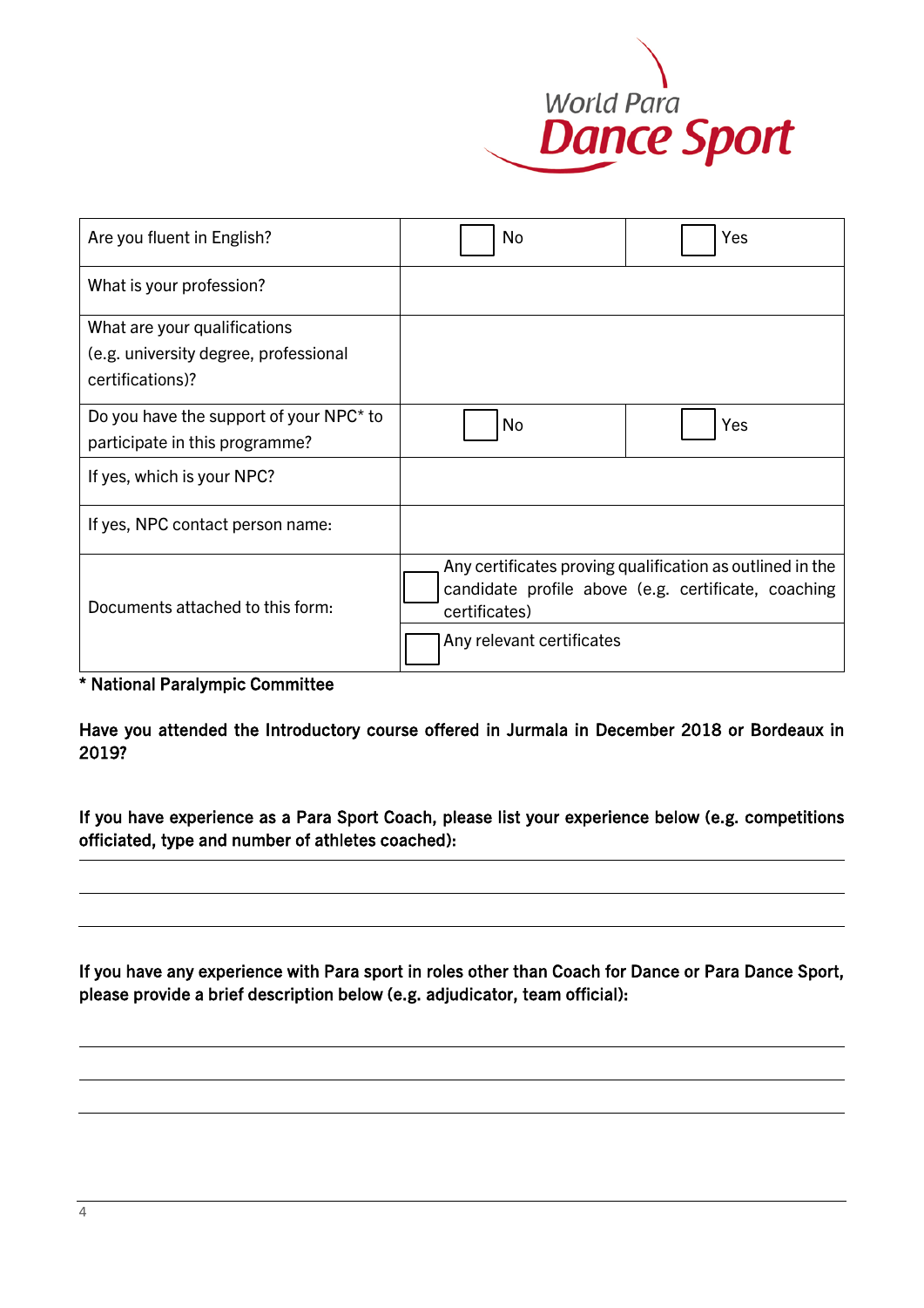World Para **Dance Sport**

| Are you fluent in English? | ☐ No | ☐ Yes |
| --- | --- | --- |
| What is your profession? | | |
| What are your qualifications (e.g. university degree, professional certifications)? | | |
| Do you have the support of your NPC* to participate in this programme? | ☐ No | ☐ Yes |
| If yes, which is your NPC? | | |
| If yes, NPC contact person name: | | |
| Documents attached to this form: | ☐ Any certificates proving qualification as outlined in the candidate profile above (e.g. certificate, coaching certificates) | |
| | ☐ Any relevant certificates | |

**\* National Paralympic Committee**

**Have you attended the Introductory course offered in Jurmala in December 2018 or Bordeaux in 2019?**

**If you have experience as a Para Sport Coach, please list your experience below (e.g. competitions officiated, type and number of athletes coached):**

______________________________________________

______________________________________________

______________________________________________

**If you have any experience with Para sport in roles other than Coach for Dance or Para Dance Sport, please provide a brief description below (e.g. adjudicator, team official):**

______________________________________________

______________________________________________

______________________________________________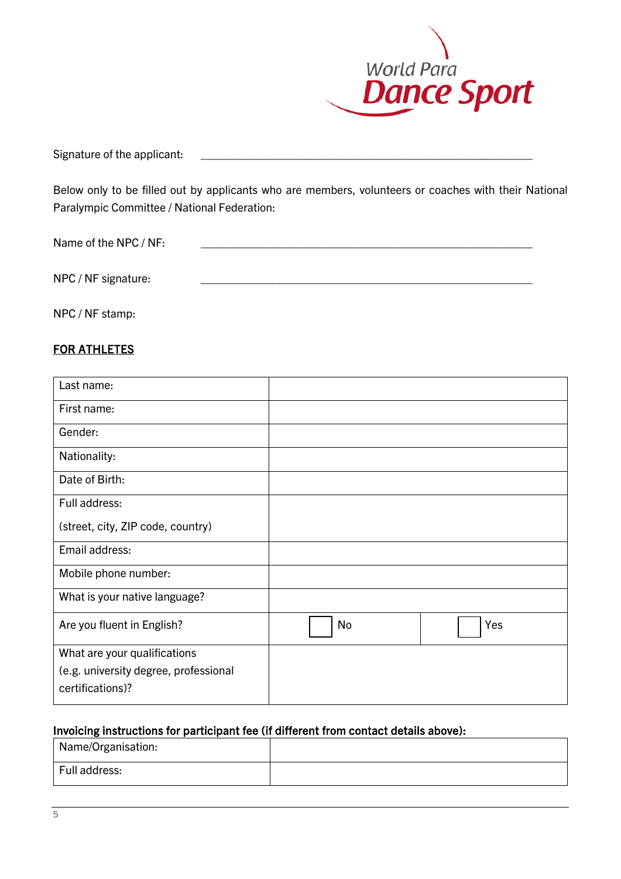Signature of the applicant: \_\_\_\_\_\_\_\_\_\_\_\_\_\_\_\_\_\_\_\_\_\_\_\_\_\_\_\_\_\_\_\_\_\_\_\_\_\_\_\_\_\_\_\_\_\_\_\_

Below only to be filled out by applicants who are members, volunteers or coaches with their National Paralympic Committee / National Federation:

Name of the NPC / NF: \_\_\_\_\_\_\_\_\_\_\_\_\_\_\_\_\_\_\_\_\_\_\_\_\_\_\_\_\_\_\_\_\_\_\_\_\_\_\_\_\_\_\_\_\_\_\_\_

NPC / NF signature: \_\_\_\_\_\_\_\_\_\_\_\_\_\_\_\_\_\_\_\_\_\_\_\_\_\_\_\_\_\_\_\_\_\_\_\_\_\_\_\_\_\_\_\_\_\_\_\_

NPC / NF stamp:

**FOR ATHLETES**

| Last name: | | |
|---|---|---|
| First name: | | |
| Gender: | | |
| Nationality: | | |
| Date of Birth: | | |
| Full address:<br>(street, city, ZIP code, country) | | |
| Email address: | | |
| Mobile phone number: | | |
| What is your native language? | | |
| Are you fluent in English? | ☐ No | ☐ Yes |
| What are your qualifications (e.g. university degree, professional certifications)? | | |

**Invoicing instructions for participant fee (if different from contact details above):**

| Name/Organisation: | |
|---|---|
| Full address: | |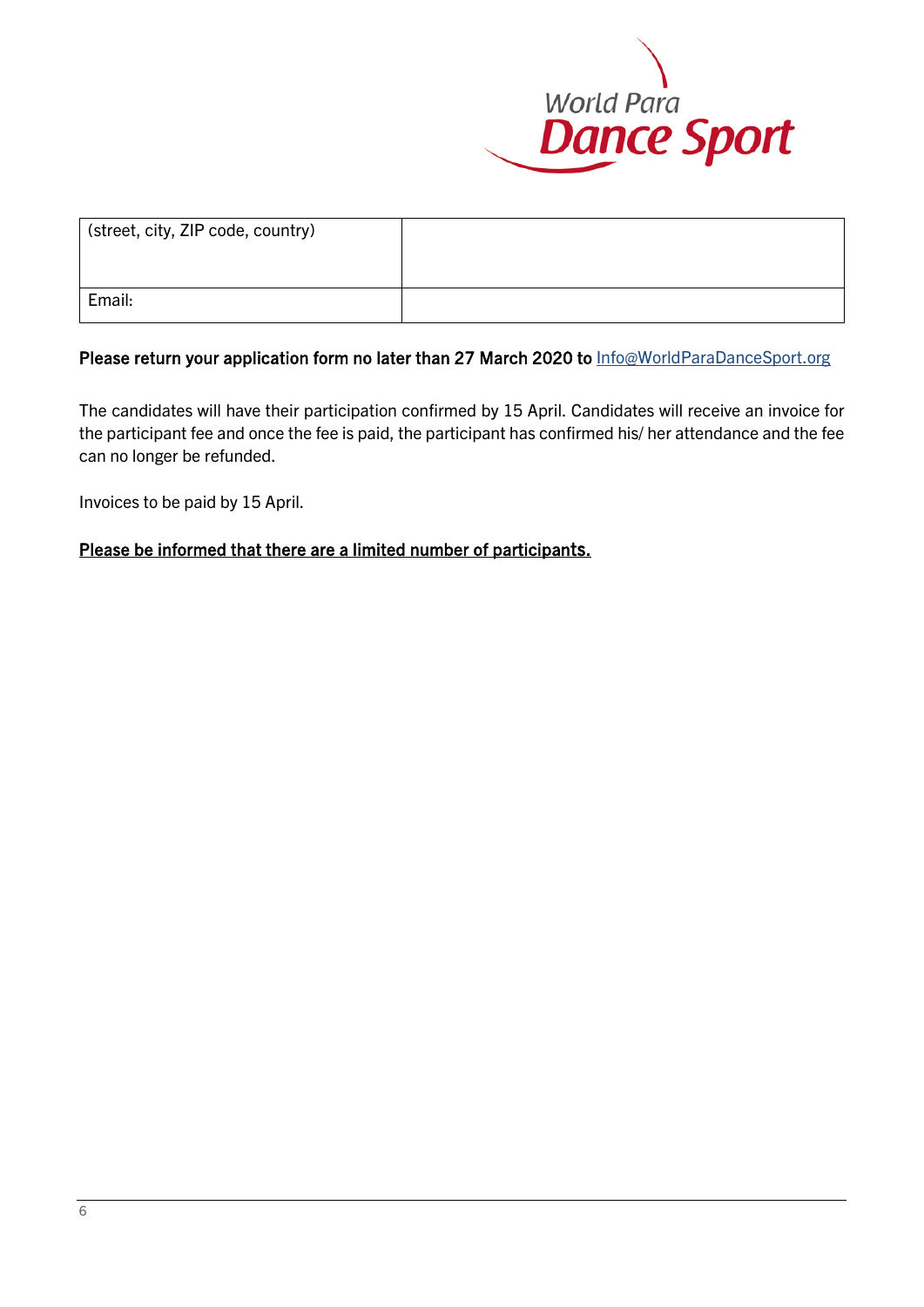| | |
|---|---|
| (street, city, ZIP code, country) | |
| Email: | |

**Please return your application form no later than 27 March 2020 to** Info@WorldParaDanceSport.org

The candidates will have their participation confirmed by 15 April. Candidates will receive an invoice for the participant fee and once the fee is paid, the participant has confirmed his/ her attendance and the fee can no longer be refunded.

Invoices to be paid by 15 April.

**<u>Please be informed that there are a limited number of participants.</u>**